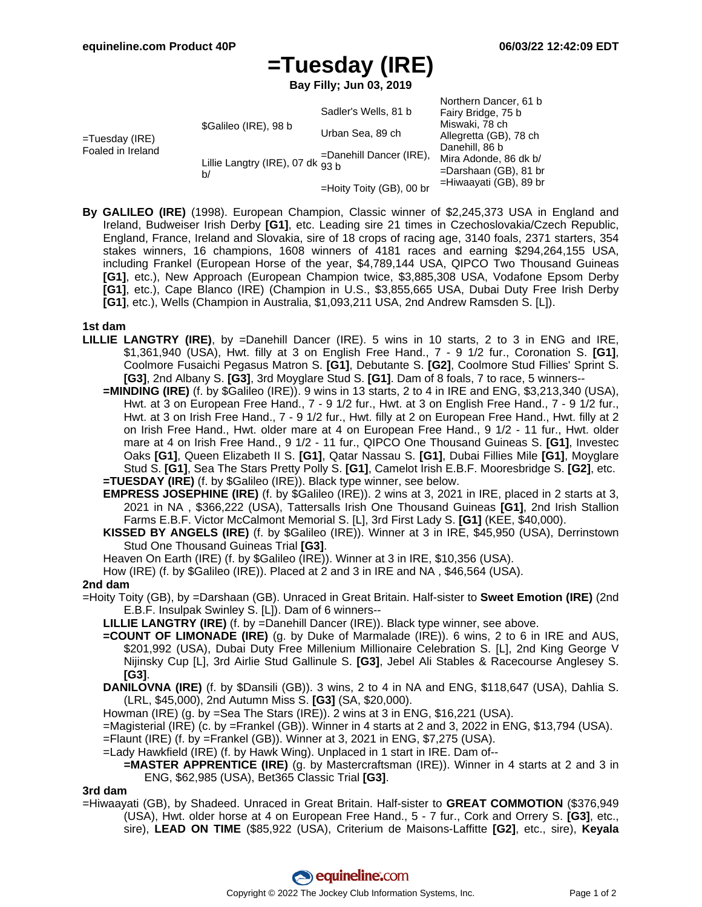# =Tuesday (IRE)

**Bay Filly; Jun 03, 2019**

| | | | |
|---|---|---|---|
| =Tuesday (IRE) Foaled in Ireland | $Galileo (IRE), 98 b | Sadler's Wells, 81 b | Northern Dancer, 61 b |
| | | | Fairy Bridge, 75 b |
| | | Urban Sea, 89 ch | Miswaki, 78 ch |
| | | | Allegretta (GB), 78 ch |
| | Lillie Langtry (IRE), 07 dk b/ | =Danehill Dancer (IRE), 93 b | Danehill, 86 b |
| | | | Mira Adonde, 86 dk b/ |
| | | =Hoity Toity (GB), 00 br | =Darshaan (GB), 81 br |
| | | | =Hiwaayati (GB), 89 br |

**By GALILEO (IRE)** (1998). European Champion, Classic winner of $2,245,373 USA in England and Ireland, Budweiser Irish Derby **[G1]**, etc. Leading sire 21 times in Czechoslovakia/Czech Republic, England, France, Ireland and Slovakia, sire of 18 crops of racing age, 3140 foals, 2371 starters, 354 stakes winners, 16 champions, 1608 winners of 4181 races and earning $294,264,155 USA, including Frankel (European Horse of the year, $4,789,144 USA, QIPCO Two Thousand Guineas **[G1]**, etc.), New Approach (European Champion twice, $3,885,308 USA, Vodafone Epsom Derby **[G1]**, etc.), Cape Blanco (IRE) (Champion in U.S., $3,855,665 USA, Dubai Duty Free Irish Derby **[G1]**, etc.), Wells (Champion in Australia, $1,093,211 USA, 2nd Andrew Ramsden S. [L]).

### 1st dam

**LILLIE LANGTRY (IRE)**, by =Danehill Dancer (IRE). 5 wins in 10 starts, 2 to 3 in ENG and IRE, $1,361,940 (USA), Hwt. filly at 3 on English Free Hand., 7 - 9 1/2 fur., Coronation S. **[G1]**, Coolmore Fusaichi Pegasus Matron S. **[G1]**, Debutante S. **[G2]**, Coolmore Stud Fillies' Sprint S. **[G3]**, 2nd Albany S. **[G3]**, 3rd Moyglare Stud S. **[G1]**. Dam of 8 foals, 7 to race, 5 winners--

- **=MINDING (IRE)** (f. by $Galileo (IRE)). 9 wins in 13 starts, 2 to 4 in IRE and ENG, $3,213,340 (USA), Hwt. at 3 on European Free Hand., 7 - 9 1/2 fur., Hwt. at 3 on English Free Hand., 7 - 9 1/2 fur., Hwt. at 3 on Irish Free Hand., 7 - 9 1/2 fur., Hwt. filly at 2 on European Free Hand., Hwt. filly at 2 on Irish Free Hand., Hwt. older mare at 4 on European Free Hand., 9 1/2 - 11 fur., Hwt. older mare at 4 on Irish Free Hand., 9 1/2 - 11 fur., QIPCO One Thousand Guineas S. **[G1]**, Investec Oaks **[G1]**, Queen Elizabeth II S. **[G1]**, Qatar Nassau S. **[G1]**, Dubai Fillies Mile **[G1]**, Moyglare Stud S. **[G1]**, Sea The Stars Pretty Polly S. **[G1]**, Camelot Irish E.B.F. Mooresbridge S. **[G2]**, etc.
- **=TUESDAY (IRE)** (f. by $Galileo (IRE)). Black type winner, see below.
- **EMPRESS JOSEPHINE (IRE)** (f. by $Galileo (IRE)). 2 wins at 3, 2021 in IRE, placed in 2 starts at 3, 2021 in NA , $366,222 (USA), Tattersalls Irish One Thousand Guineas **[G1]**, 2nd Irish Stallion Farms E.B.F. Victor McCalmont Memorial S. [L], 3rd First Lady S. **[G1]** (KEE, $40,000).
- **KISSED BY ANGELS (IRE)** (f. by $Galileo (IRE)). Winner at 3 in IRE, $45,950 (USA), Derrinstown Stud One Thousand Guineas Trial **[G3]**.
- Heaven On Earth (IRE) (f. by $Galileo (IRE)). Winner at 3 in IRE, $10,356 (USA).
- How (IRE) (f. by $Galileo (IRE)). Placed at 2 and 3 in IRE and NA , $46,564 (USA).

### 2nd dam

=Hoity Toity (GB), by =Darshaan (GB). Unraced in Great Britain. Half-sister to **Sweet Emotion (IRE)** (2nd E.B.F. Insulpak Swinley S. [L]). Dam of 6 winners--

- **LILLIE LANGTRY (IRE)** (f. by =Danehill Dancer (IRE)). Black type winner, see above.
- **=COUNT OF LIMONADE (IRE)** (g. by Duke of Marmalade (IRE)). 6 wins, 2 to 6 in IRE and AUS, $201,992 (USA), Dubai Duty Free Millenium Millionaire Celebration S. [L], 2nd King George V Nijinsky Cup [L], 3rd Airlie Stud Gallinule S. **[G3]**, Jebel Ali Stables & Racecourse Anglesey S. **[G3]**.
- **DANILOVNA (IRE)** (f. by $Dansili (GB)). 3 wins, 2 to 4 in NA and ENG, $118,647 (USA), Dahlia S. (LRL, $45,000), 2nd Autumn Miss S. **[G3]** (SA, $20,000).
- Howman (IRE) (g. by =Sea The Stars (IRE)). 2 wins at 3 in ENG, $16,221 (USA).
- =Magisterial (IRE) (c. by =Frankel (GB)). Winner in 4 starts at 2 and 3, 2022 in ENG, $13,794 (USA).
- =Flaunt (IRE) (f. by =Frankel (GB)). Winner at 3, 2021 in ENG, $7,275 (USA).
- =Lady Hawkfield (IRE) (f. by Hawk Wing). Unplaced in 1 start in IRE. Dam of--
  - **=MASTER APPRENTICE (IRE)** (g. by Mastercraftsman (IRE)). Winner in 4 starts at 2 and 3 in ENG, $62,985 (USA), Bet365 Classic Trial **[G3]**.

### 3rd dam

=Hiwaayati (GB), by Shadeed. Unraced in Great Britain. Half-sister to **GREAT COMMOTION** ($376,949 (USA), Hwt. older horse at 4 on European Free Hand., 5 - 7 fur., Cork and Orrery S. **[G3]**, etc., sire), **LEAD ON TIME** ($85,922 (USA), Criterium de Maisons-Laffitte **[G2]**, etc., sire), **Keyala**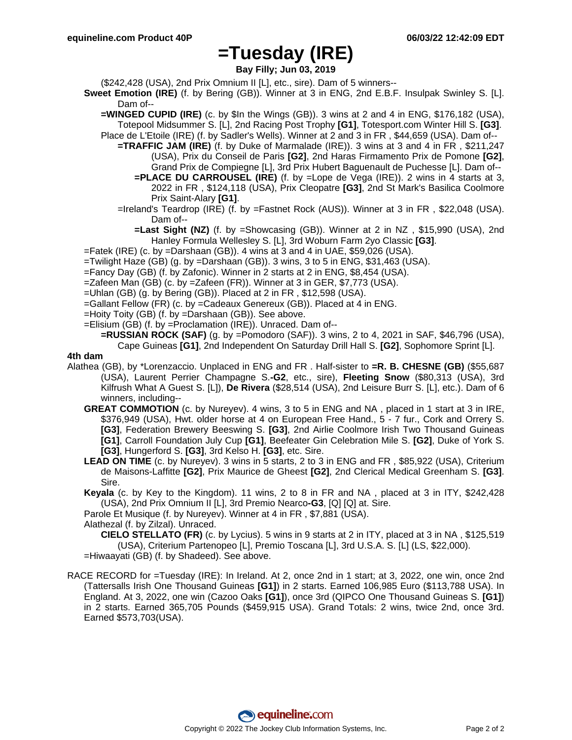# =Tuesday (IRE)

**Bay Filly; Jun 03, 2019**

($242,428 (USA), 2nd Prix Omnium II [L], etc., sire). Dam of 5 winners--

**Sweet Emotion (IRE)** (f. by Bering (GB)). Winner at 3 in ENG, 2nd E.B.F. Insulpak Swinley S. [L]. Dam of--

**=WINGED CUPID (IRE)** (c. by $In the Wings (GB)). 3 wins at 2 and 4 in ENG, $176,182 (USA), Totepool Midsummer S. [L], 2nd Racing Post Trophy **[G1]**, Totesport.com Winter Hill S. **[G3]**.

Place de L'Etoile (IRE) (f. by Sadler's Wells). Winner at 2 and 3 in FR , $44,659 (USA). Dam of--

**=TRAFFIC JAM (IRE)** (f. by Duke of Marmalade (IRE)). 3 wins at 3 and 4 in FR , $211,247 (USA), Prix du Conseil de Paris **[G2]**, 2nd Haras Firmamento Prix de Pomone **[G2]**, Grand Prix de Compiegne [L], 3rd Prix Hubert Baguenault de Puchesse [L]. Dam of--

**=PLACE DU CARROUSEL (IRE)** (f. by =Lope de Vega (IRE)). 2 wins in 4 starts at 3, 2022 in FR , $124,118 (USA), Prix Cleopatre **[G3]**, 2nd St Mark's Basilica Coolmore Prix Saint-Alary **[G1]**.

=Ireland's Teardrop (IRE) (f. by =Fastnet Rock (AUS)). Winner at 3 in FR , $22,048 (USA). Dam of--

**=Last Sight (NZ)** (f. by =Showcasing (GB)). Winner at 2 in NZ , $15,990 (USA), 2nd Hanley Formula Wellesley S. [L], 3rd Woburn Farm 2yo Classic **[G3]**.

=Fatek (IRE) (c. by =Darshaan (GB)). 4 wins at 3 and 4 in UAE, $59,026 (USA).

=Twilight Haze (GB) (g. by =Darshaan (GB)). 3 wins, 3 to 5 in ENG, $31,463 (USA).

=Fancy Day (GB) (f. by Zafonic). Winner in 2 starts at 2 in ENG, $8,454 (USA).

=Zafeen Man (GB) (c. by =Zafeen (FR)). Winner at 3 in GER, $7,773 (USA).

=Uhlan (GB) (g. by Bering (GB)). Placed at 2 in FR , $12,598 (USA).

=Gallant Fellow (FR) (c. by =Cadeaux Genereux (GB)). Placed at 4 in ENG.

=Hoity Toity (GB) (f. by =Darshaan (GB)). See above.

=Elisium (GB) (f. by =Proclamation (IRE)). Unraced. Dam of--

**=RUSSIAN ROCK (SAF)** (g. by =Pomodoro (SAF)). 3 wins, 2 to 4, 2021 in SAF, $46,796 (USA), Cape Guineas **[G1]**, 2nd Independent On Saturday Drill Hall S. **[G2]**, Sophomore Sprint [L].

**4th dam**

Alathea (GB), by *Lorenzaccio. Unplaced in ENG and FR . Half-sister to **=R. B. CHESNE (GB)** ($55,687 (USA), Laurent Perrier Champagne S.**-G2**, etc., sire), **Fleeting Snow** ($80,313 (USA), 3rd Kilfrush What A Guest S. [L]), **De Rivera** ($28,514 (USA), 2nd Leisure Burr S. [L], etc.). Dam of 6 winners, including--

**GREAT COMMOTION** (c. by Nureyev). 4 wins, 3 to 5 in ENG and NA , placed in 1 start at 3 in IRE, $376,949 (USA), Hwt. older horse at 4 on European Free Hand., 5 - 7 fur., Cork and Orrery S. **[G3]**, Federation Brewery Beeswing S. **[G3]**, 2nd Airlie Coolmore Irish Two Thousand Guineas **[G1]**, Carroll Foundation July Cup **[G1]**, Beefeater Gin Celebration Mile S. **[G2]**, Duke of York S. **[G3]**, Hungerford S. **[G3]**, 3rd Kelso H. **[G3]**, etc. Sire.

**LEAD ON TIME** (c. by Nureyev). 3 wins in 5 starts, 2 to 3 in ENG and FR , $85,922 (USA), Criterium de Maisons-Laffitte **[G2]**, Prix Maurice de Gheest **[G2]**, 2nd Clerical Medical Greenham S. **[G3]**. Sire.

**Keyala** (c. by Key to the Kingdom). 11 wins, 2 to 8 in FR and NA , placed at 3 in ITY, $242,428 (USA), 2nd Prix Omnium II [L], 3rd Premio Nearco**-G3**, [Q] [Q] at. Sire.

Parole Et Musique (f. by Nureyev). Winner at 4 in FR , $7,881 (USA).

Alathezal (f. by Zilzal). Unraced.

**CIELO STELLATO (FR)** (c. by Lycius). 5 wins in 9 starts at 2 in ITY, placed at 3 in NA , $125,519 (USA), Criterium Partenopeo [L], Premio Toscana [L], 3rd U.S.A. S. [L] (LS, $22,000).

=Hiwaayati (GB) (f. by Shadeed). See above.

RACE RECORD for =Tuesday (IRE): In Ireland. At 2, once 2nd in 1 start; at 3, 2022, one win, once 2nd (Tattersalls Irish One Thousand Guineas **[G1]**) in 2 starts. Earned 106,985 Euro ($113,788 USA). In England. At 3, 2022, one win (Cazoo Oaks **[G1]**), once 3rd (QIPCO One Thousand Guineas S. **[G1]**) in 2 starts. Earned 365,705 Pounds ($459,915 USA). Grand Totals: 2 wins, twice 2nd, once 3rd. Earned $573,703(USA).